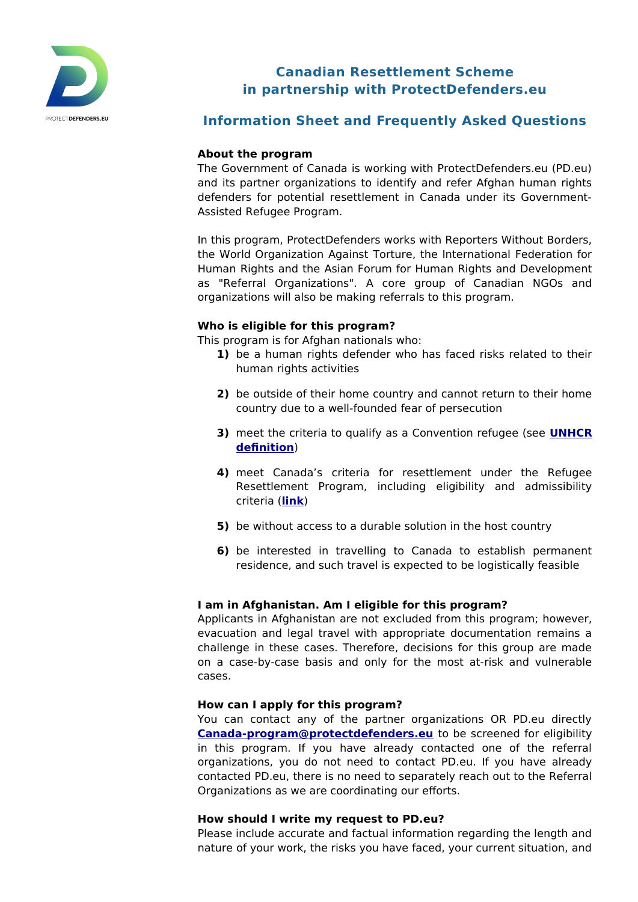# Canadian Resettlement Scheme in partnership with ProtectDefenders.eu

## Information Sheet and Frequently Asked Questions

**About the program**

The Government of Canada is working with ProtectDefenders.eu (PD.eu) and its partner organizations to identify and refer Afghan human rights defenders for potential resettlement in Canada under its Government-Assisted Refugee Program.

In this program, ProtectDefenders works with Reporters Without Borders, the World Organization Against Torture, the International Federation for Human Rights and the Asian Forum for Human Rights and Development as "Referral Organizations". A core group of Canadian NGOs and organizations will also be making referrals to this program.

**Who is eligible for this program?**

This program is for Afghan nationals who:

1. be a human rights defender who has faced risks related to their human rights activities
2. be outside of their home country and cannot return to their home country due to a well-founded fear of persecution
3. meet the criteria to qualify as a Convention refugee (see **UNHCR definition**)
4. meet Canada's criteria for resettlement under the Refugee Resettlement Program, including eligibility and admissibility criteria (**link**)
5. be without access to a durable solution in the host country
6. be interested in travelling to Canada to establish permanent residence, and such travel is expected to be logistically feasible

**I am in Afghanistan. Am I eligible for this program?**

Applicants in Afghanistan are not excluded from this program; however, evacuation and legal travel with appropriate documentation remains a challenge in these cases. Therefore, decisions for this group are made on a case-by-case basis and only for the most at-risk and vulnerable cases.

**How can I apply for this program?**

You can contact any of the partner organizations OR PD.eu directly **Canada-program@protectdefenders.eu** to be screened for eligibility in this program. If you have already contacted one of the referral organizations, you do not need to contact PD.eu. If you have already contacted PD.eu, there is no need to separately reach out to the Referral Organizations as we are coordinating our efforts.

**How should I write my request to PD.eu?**

Please include accurate and factual information regarding the length and nature of your work, the risks you have faced, your current situation, and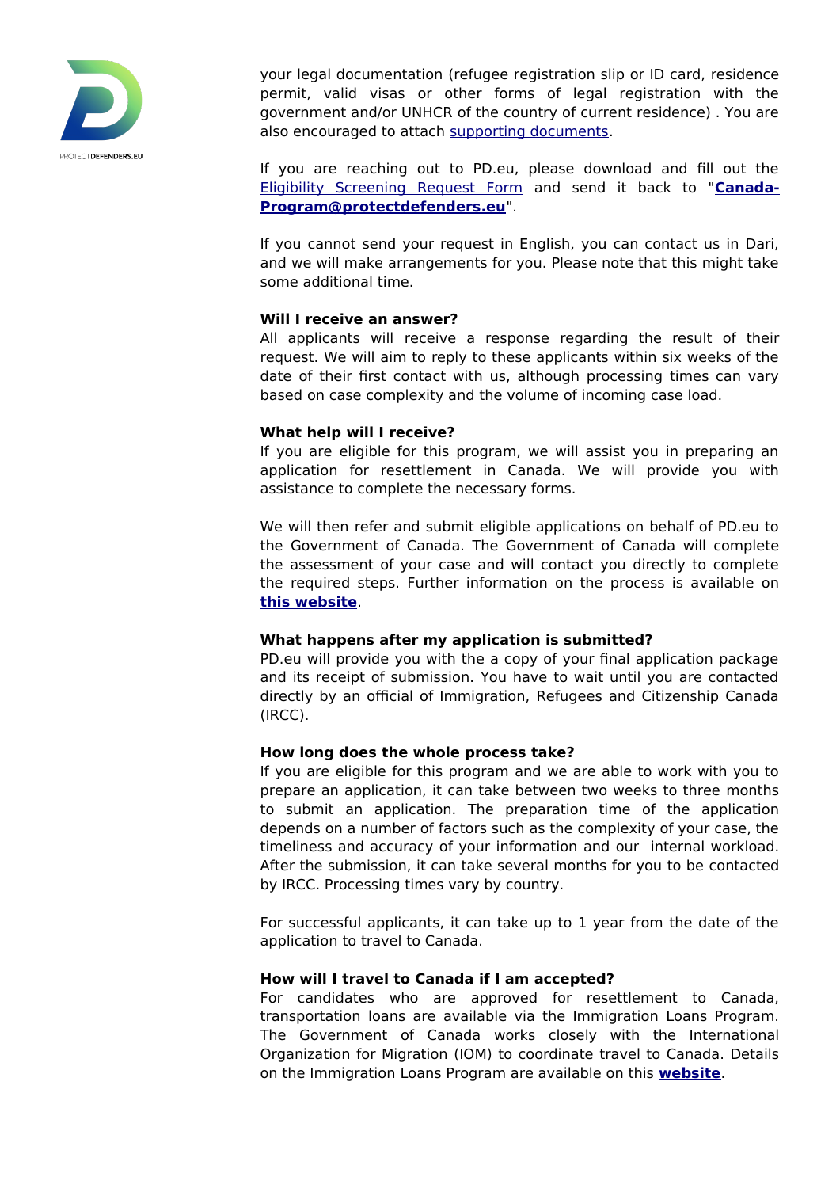your legal documentation (refugee registration slip or ID card, residence permit, valid visas or other forms of legal registration with the government and/or UNHCR of the country of current residence) . You are also encouraged to attach supporting documents.

If you are reaching out to PD.eu, please download and fill out the Eligibility Screening Request Form and send it back to "**Canada-Program@protectdefenders.eu**".

If you cannot send your request in English, you can contact us in Dari, and we will make arrangements for you. Please note that this might take some additional time.

**Will I receive an answer?**

All applicants will receive a response regarding the result of their request. We will aim to reply to these applicants within six weeks of the date of their first contact with us, although processing times can vary based on case complexity and the volume of incoming case load.

**What help will I receive?**

If you are eligible for this program, we will assist you in preparing an application for resettlement in Canada. We will provide you with assistance to complete the necessary forms.

We will then refer and submit eligible applications on behalf of PD.eu to the Government of Canada. The Government of Canada will complete the assessment of your case and will contact you directly to complete the required steps. Further information on the process is available on **this website**.

**What happens after my application is submitted?**

PD.eu will provide you with the a copy of your final application package and its receipt of submission. You have to wait until you are contacted directly by an official of Immigration, Refugees and Citizenship Canada (IRCC).

**How long does the whole process take?**

If you are eligible for this program and we are able to work with you to prepare an application, it can take between two weeks to three months to submit an application. The preparation time of the application depends on a number of factors such as the complexity of your case, the timeliness and accuracy of your information and our internal workload. After the submission, it can take several months for you to be contacted by IRCC. Processing times vary by country.

For successful applicants, it can take up to 1 year from the date of the application to travel to Canada.

**How will I travel to Canada if I am accepted?**

For candidates who are approved for resettlement to Canada, transportation loans are available via the Immigration Loans Program. The Government of Canada works closely with the International Organization for Migration (IOM) to coordinate travel to Canada. Details on the Immigration Loans Program are available on this **website**.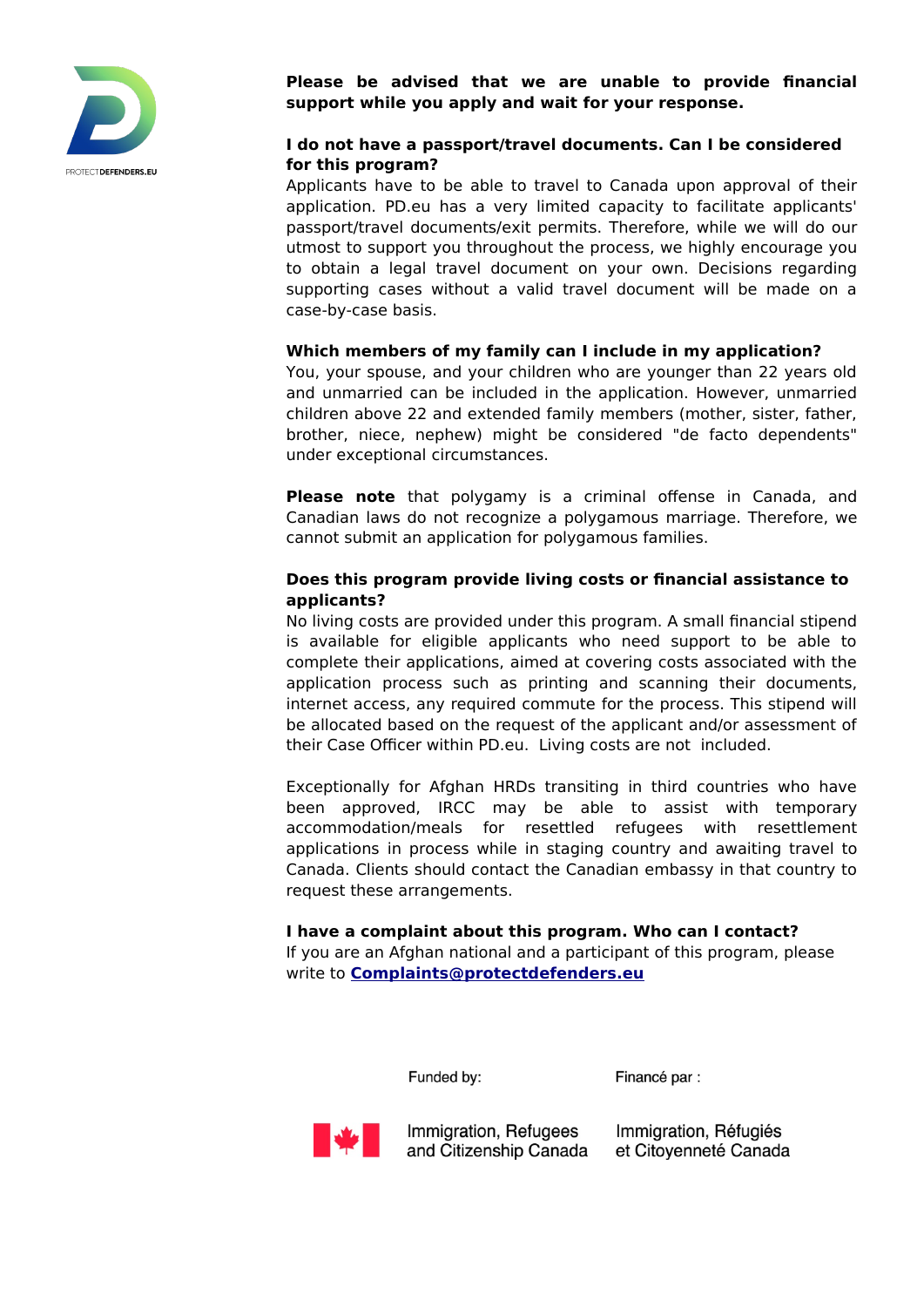**Please be advised that we are unable to provide financial support while you apply and wait for your response.**

**I do not have a passport/travel documents. Can I be considered for this program?**

Applicants have to be able to travel to Canada upon approval of their application. PD.eu has a very limited capacity to facilitate applicants' passport/travel documents/exit permits. Therefore, while we will do our utmost to support you throughout the process, we highly encourage you to obtain a legal travel document on your own. Decisions regarding supporting cases without a valid travel document will be made on a case-by-case basis.

**Which members of my family can I include in my application?**

You, your spouse, and your children who are younger than 22 years old and unmarried can be included in the application. However, unmarried children above 22 and extended family members (mother, sister, father, brother, niece, nephew) might be considered "de facto dependents" under exceptional circumstances.

**Please note** that polygamy is a criminal offense in Canada, and Canadian laws do not recognize a polygamous marriage. Therefore, we cannot submit an application for polygamous families.

**Does this program provide living costs or financial assistance to applicants?**

No living costs are provided under this program. A small financial stipend is available for eligible applicants who need support to be able to complete their applications, aimed at covering costs associated with the application process such as printing and scanning their documents, internet access, any required commute for the process. This stipend will be allocated based on the request of the applicant and/or assessment of their Case Officer within PD.eu. Living costs are not included.

Exceptionally for Afghan HRDs transiting in third countries who have been approved, IRCC may be able to assist with temporary accommodation/meals for resettled refugees with resettlement applications in process while in staging country and awaiting travel to Canada. Clients should contact the Canadian embassy in that country to request these arrangements.

**I have a complaint about this program. Who can I contact?**

If you are an Afghan national and a participant of this program, please write to **Complaints@protectdefenders.eu**

Funded by: Immigration, Refugees and Citizenship Canada

Financé par : Immigration, Réfugiés et Citoyenneté Canada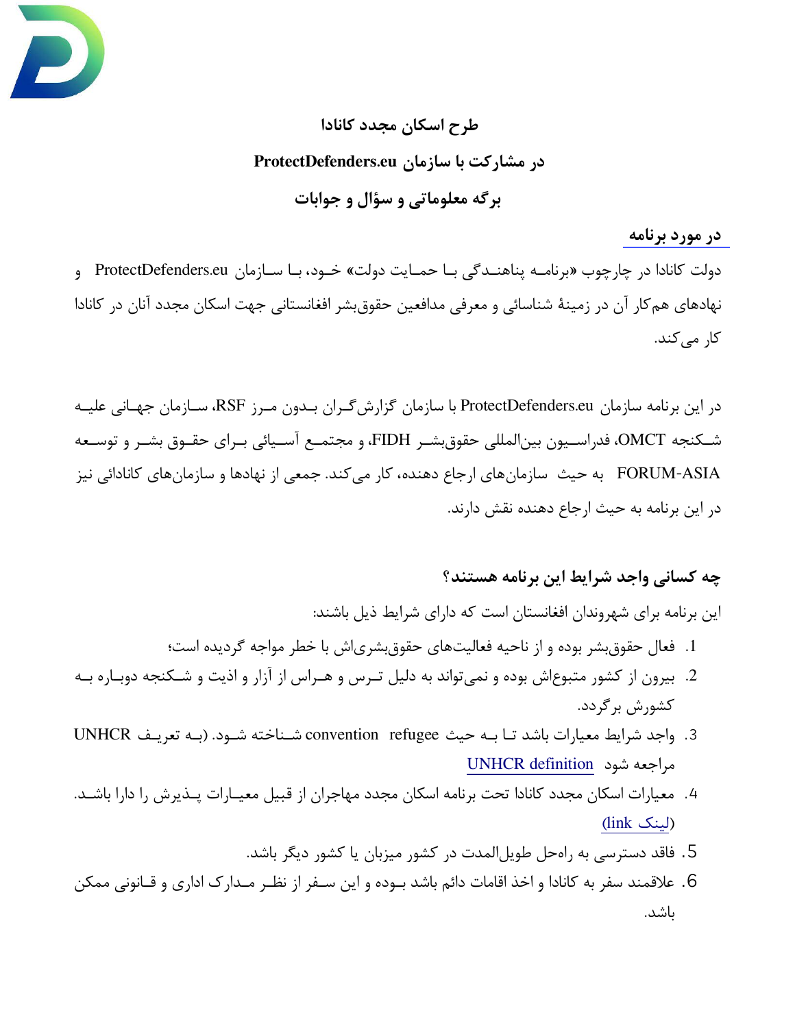**طرح اسکان مجدد کانادا**

**در مشارکت با سازمان ProtectDefenders.eu**

**برگه معلوماتی و سؤال و جوابات**

## در مورد برنامه

دولت کانادا در چارچوب «برنامه پناهندگی با حمایت دولت» خود، با سازمان ProtectDefenders.eu و نهادهای هم‌کار آن در زمینهٔ شناسائی و معرفی مدافعین حقوق‌بشر افغانستانی جهت اسکان مجدد آنان در کانادا کار می‌کند.

در این برنامه سازمان ProtectDefenders.eu با سازمان گزارش‌گران بدون مرز RSF، سازمان جهانی علیه شکنجه OMCT، فدراسیون بین‌المللی حقوق‌بشر FIDH، و مجتمع آسیائی برای حقوق بشر و توسعه FORUM-ASIA به حیث سازمان‌های ارجاع دهنده، کار می‌کند. جمعی از نهادها و سازمان‌های کانادائی نیز در این برنامه به حیث ارجاع دهنده نقش دارند.

## چه کسانی واجد شرایط این برنامه هستند؟

این برنامه برای شهروندان افغانستان است که دارای شرایط ذیل باشند:

1. فعال حقوق‌بشر بوده و از ناحیه فعالیت‌های حقوق‌بشری‌اش با خطر مواجه گردیده است؛
2. بیرون از کشور متبوع‌اش بوده و نمی‌تواند به دلیل ترس و هراس از آزار و اذیت و شکنجه دوباره به کشورش برگردد.
3. واجد شرایط معیارات باشد تا به حیث convention refugee شناخته شود. (به تعریف UNHCR مراجعه شود [UNHCR definition](#)
4. معیارات اسکان مجدد کانادا تحت برنامه اسکان مجدد مهاجران از قبیل معیارات پذیرش را دارا باشد. ([لینک link](#))
5. فاقد دسترسی به راه‌حل طویل‌المدت در کشور میزبان یا کشور دیگر باشد.
6. علاقمند سفر به کانادا و اخذ اقامات دائم باشد بوده و این سفر از نظر مدارک اداری و قانونی ممکن باشد.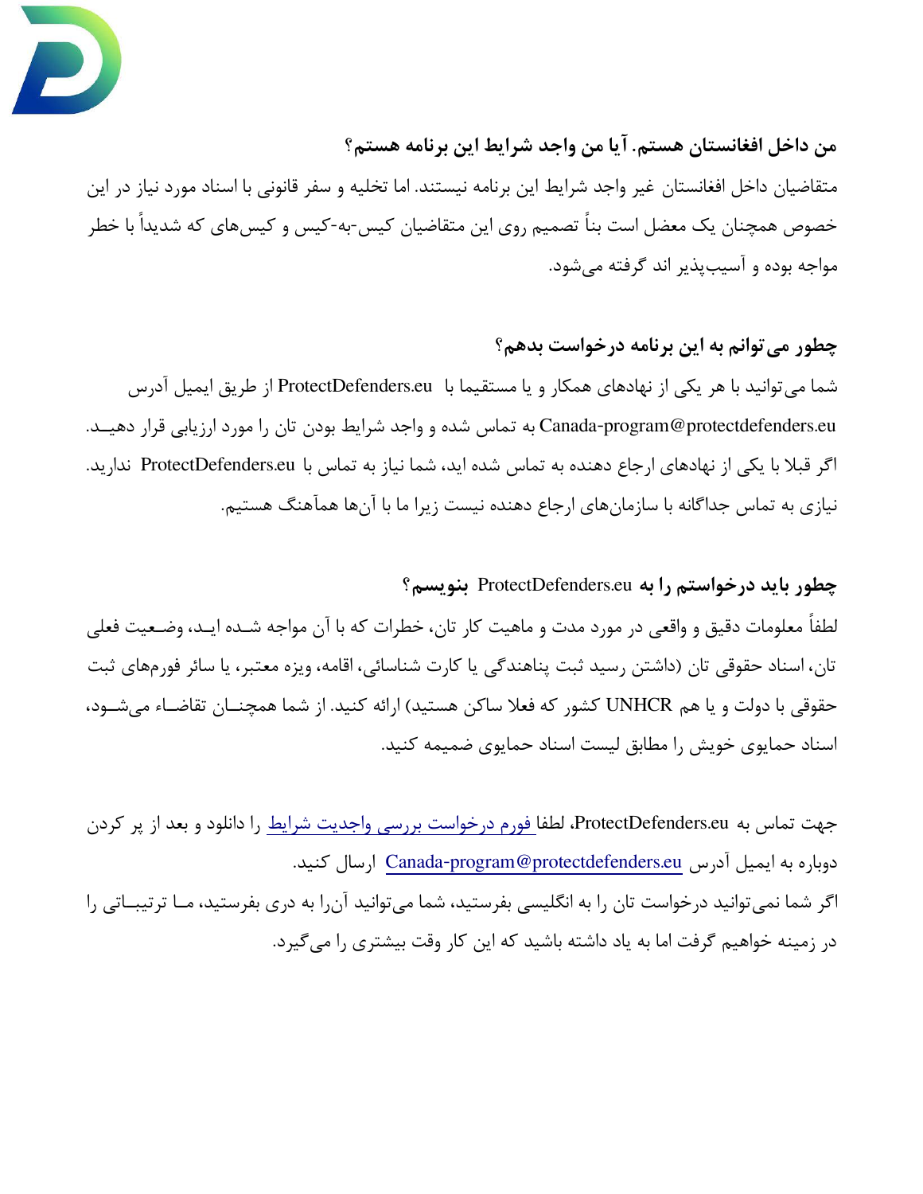**من داخل افغانستان هستم. آیا من واجد شرایط این برنامه هستم؟**

متقاضیان داخل افغانستان غیر واجد شرایط این برنامه نیستند. اما تخلیه و سفر قانونی با اسناد مورد نیاز در این خصوص همچنان یک معضل است بناً تصمیم روی این متقاضیان کیس-به-کیس و کیس‌های که شدیداً با خطر مواجه بوده و آسیب‌پذیر اند گرفته می‌شود.

**چطور می‌توانم به این برنامه درخواست بدهم؟**

شما می‌توانید با هر یکی از نهادهای همکار و یا مستقیما با ProtectDefenders.eu از طریق ایمیل آدرس Canada-program@protectdefenders.eu به تماس شده و واجد شرایط بودن تان را مورد ارزیابی قرار دهید. اگر قبلا با یکی از نهادهای ارجاع دهنده به تماس شده اید، شما نیاز به تماس با ProtectDefenders.eu ندارید. نیازی به تماس جداگانه با سازمان‌های ارجاع دهنده نیست زیرا ما با آن‌ها هماهنگ هستیم.

**چطور باید درخواستم را به ProtectDefenders.eu بنویسم؟**

لطفاً معلومات دقیق و واقعی در مورد مدت و ماهیت کار تان، خطرات که با آن مواجه شده اید، وضعیت فعلی تان، اسناد حقوقی تان (داشتن رسید ثبت پناهندگی یا کارت شناسائی، اقامه، ویزه معتبر، یا سائر فورم‌های ثبت حقوقی با دولت و یا هم UNHCR کشور که فعلا ساکن هستید) ارائه کنید. از شما همچنان تقاضا می‌شود، اسناد حمایوی خویش را مطابق لیست اسناد حمایوی ضمیمه کنید.

جهت تماس به ProtectDefenders.eu، لطفا [فورم درخواست بررسی واجدیت شرایط] را دانلود و بعد از پر کردن دوباره به ایمیل آدرس [Canada-program@protectdefenders.eu] ارسال کنید.
اگر شما نمی‌توانید درخواست تان را به انگلیسی بفرستید، شما می‌توانید آن‌را به دری بفرستید، ما ترتیباتی را در زمینه خواهیم گرفت اما به یاد داشته باشید که این کار وقت بیشتری را می‌گیرد.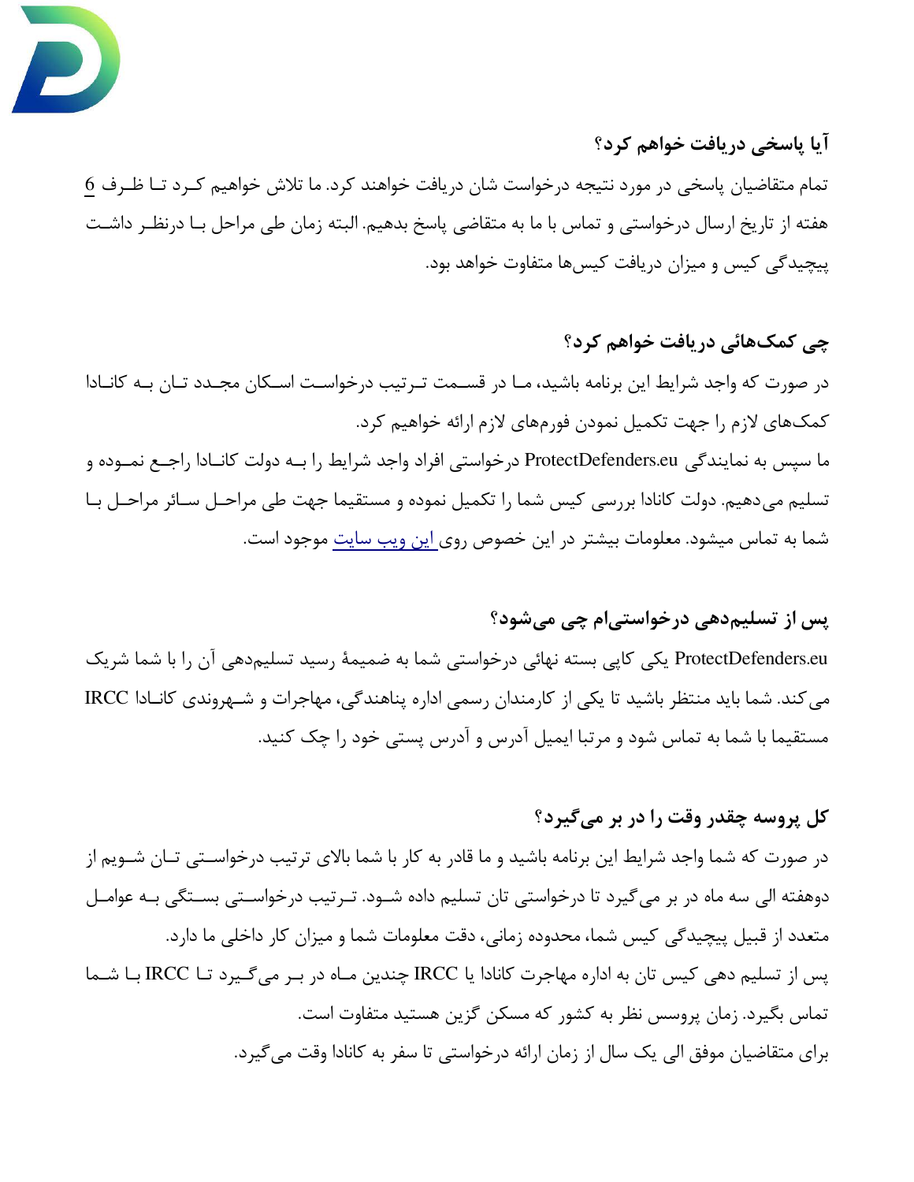### آیا پاسخی دریافت خواهم کرد؟

تمام متقاضیان پاسخی در مورد نتیجه درخواست شان دریافت خواهند کرد. ما تلاش خواهیم کـرد تـا ظـرف 6 هفته از تاریخ ارسال درخواستی و تماس با ما به متقاضی پاسخ بدهیم. البته زمان طی مراحل بـا درنظـر داشـت پیچیدگی کیس و میزان دریافت کیس‌ها متفاوت خواهد بود.

### چی کمک‌هائی دریافت خواهم کرد؟

در صورت که واجد شرایط این برنامه باشید، مـا در قسـمت تـرتیب درخواسـت اسـکان مجـدد تـان بـه کانـادا کمک‌های لازم را جهت تکمیل نمودن فورم‌های لازم ارائه خواهیم کرد.

ما سپس به نمایندگی ProtectDefenders.eu درخواستی افراد واجد شرایط را بـه دولت کانـادا راجـع نمـوده و تسلیم می‌دهیم. دولت کانادا بررسی کیس شما را تکمیل نموده و مستقیما جهت طی مراحـل سـائر مراحـل بـا شما به تماس میشود. معلومات بیشتر در این خصوص روی [این ویب سایت]() موجود است.

### پس از تسلیم‌دهی درخواستی‌ام چی می‌شود؟

ProtectDefenders.eu یکی کاپی بسته نهائی درخواستی شما به ضمیمهٔ رسید تسلیم‌دهی آن را با شما شریک می‌کند. شما باید منتظر باشید تا یکی از کارمندان رسمی اداره پناهندگی، مهاجرات و شـهروندی کانـادا IRCC مستقیما با شما به تماس شود و مرتبا ایمیل آدرس و آدرس پستی خود را چک کنید.

### کل پروسه چقدر وقت را در بر می‌گیرد؟

در صورت که شما واجد شرایط این برنامه باشید و ما قادر به کار با شما بالای ترتیب درخواسـتی تـان شـویم از دوهفته الی سه ماه در بر می‌گیرد تا درخواستی تان تسلیم داده شـود. تـرتیب درخواسـتی بسـتگی بـه عوامـل متعدد از قبیل پیچیدگی کیس شما، محدوده زمانی، دقت معلومات شما و میزان کار داخلی ما دارد.

پس از تسلیم دهی کیس تان به اداره مهاجرت کانادا یا IRCC چندین مـاه در بـر می‌گـیرد تـا IRCC بـا شـما تماس بگیرد. زمان پروسس نظر به کشور که مسکن گزین هستید متفاوت است.

برای متقاضیان موفق الی یک سال از زمان ارائه درخواستی تا سفر به کانادا وقت می‌گیرد.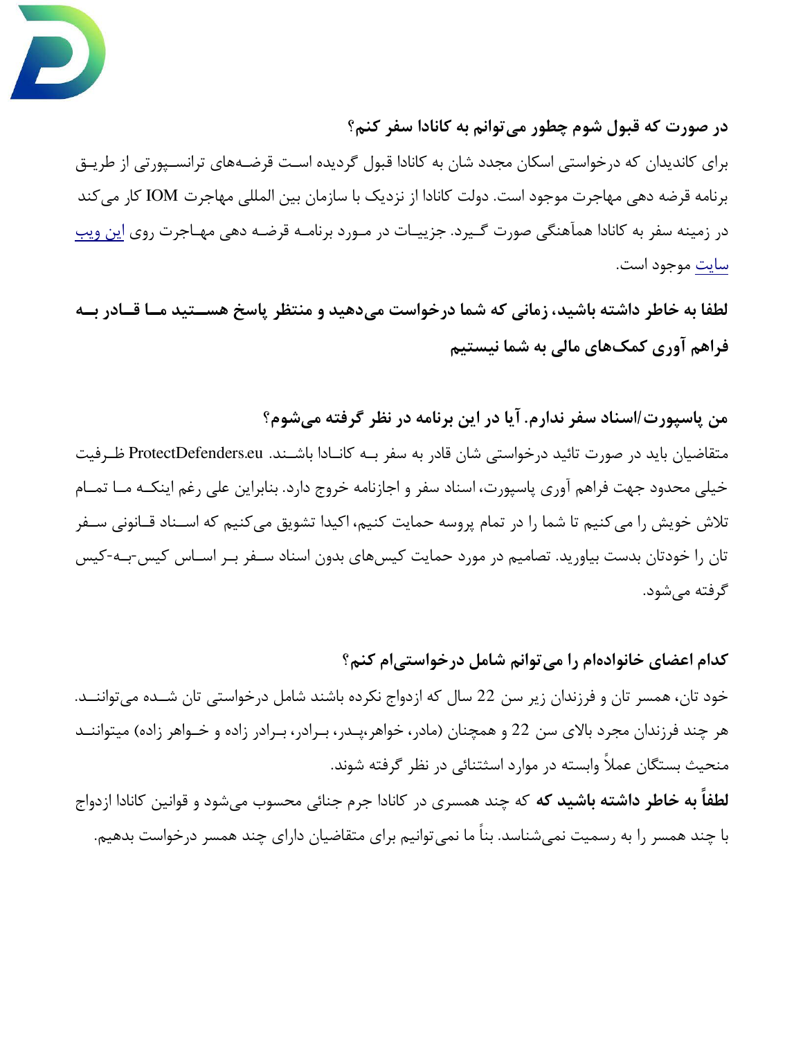### در صورت که قبول شوم چطور می‌توانم به کانادا سفر کنم؟

برای کاندیدان که درخواستی اسکان مجدد شان به کانادا قبول گردیده است قرضه‌های ترانسپورتی از طریق برنامه قرضه دهی مهاجرت موجود است. دولت کانادا از نزدیک با سازمان بین المللی مهاجرت IOM کار می‌کند در زمینه سفر به کانادا هماهنگی صورت گیرد. جزییات در مورد برنامه قرضه دهی مهاجرت روی [این ویب سایت]() موجود است.

**لطفا به خاطر داشته باشید، زمانی که شما درخواست می‌دهید و منتظر پاسخ هستید ما قادر به فراهم آوری کمک‌های مالی به شما نیستیم**

### من پاسپورت/اسناد سفر ندارم. آیا در این برنامه در نظر گرفته می‌شوم؟

متقاضیان باید در صورت تائید درخواستی شان قادر به سفر به کانادا باشند. ProtectDefenders.eu ظرفیت خیلی محدود جهت فراهم آوری پاسپورت، اسناد سفر و اجازنامه خروج دارد. بنابراین علی رغم اینکه ما تمام تلاش خویش را می‌کنیم تا شما را در تمام پروسه حمایت کنیم، اکیدا تشویق می‌کنیم که اسناد قانونی سفر تان را خودتان بدست بیاورید. تصامیم در مورد حمایت کیس‌های بدون اسناد سفر بر اساس کیس-به-کیس گرفته می‌شود.

### کدام اعضای خانواده‌ام را می‌توانم شامل درخواستی‌ام کنم؟

خود تان، همسر تان و فرزندان زیر سن 22 سال که ازدواج نکرده باشند شامل درخواستی تان شده می‌توانند. هر چند فرزندان مجرد بالای سن 22 و همچنان (مادر، خواهر،پدر، برادر، برادر زاده و خواهر زاده) میتوانند منحیث بستگان عملاً وابسته در موارد استثنائی در نظر گرفته شوند.

**لطفاً به خاطر داشته باشید که** چند همسری در کانادا جرم جنائی محسوب می‌شود و قوانین کانادا ازدواج با چند همسر را به رسمیت نمی‌شناسد. بناً ما نمی‌توانیم برای متقاضیان دارای چند همسر درخواست بدهیم.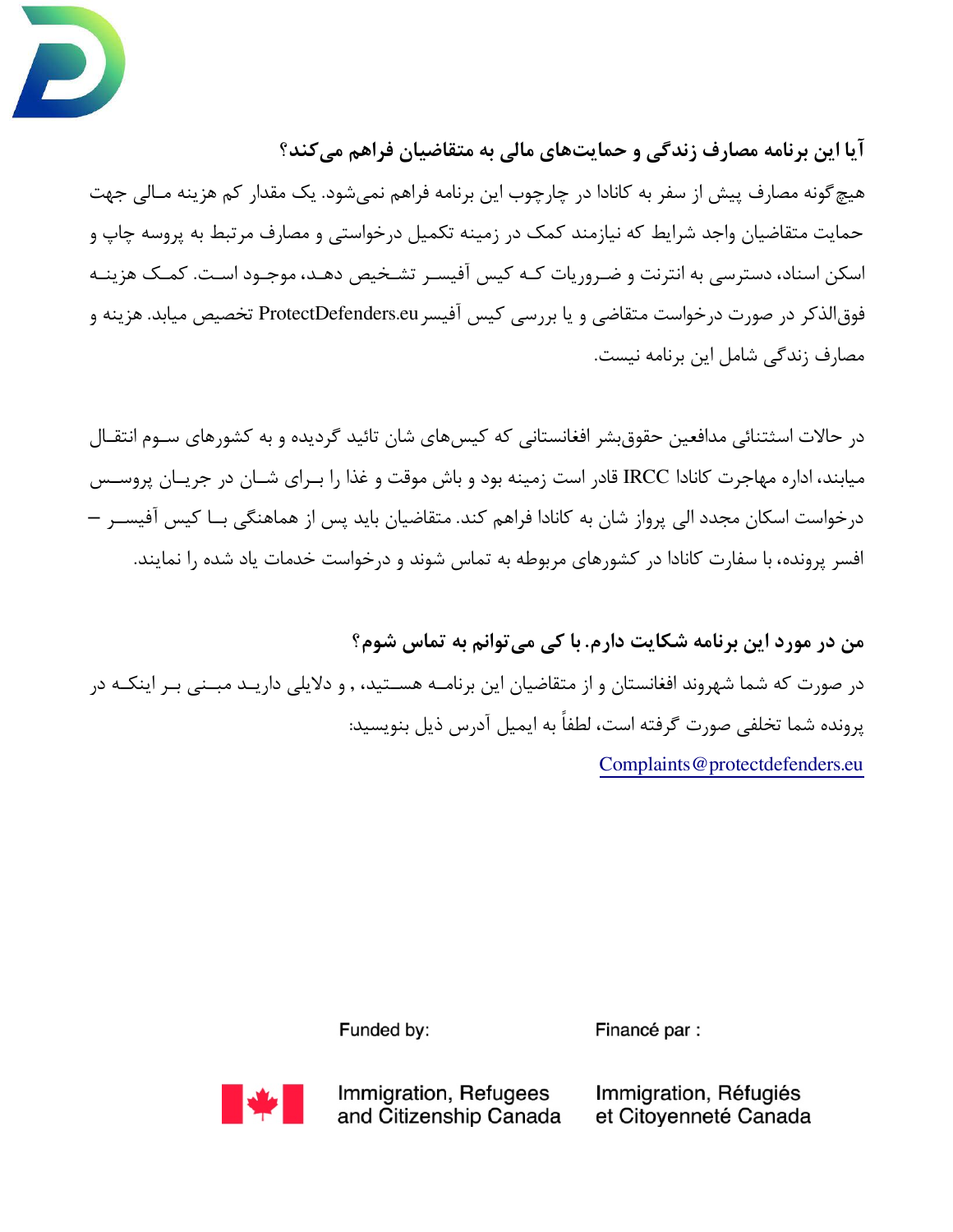**آیا این برنامه مصارف زندگی و حمایت‌های مالی به متقاضیان فراهم می‌کند؟**

هیچ‌گونه مصارف پیش از سفر به کانادا در چارچوب این برنامه فراهم نمی‌شود. یک مقدار کم هزینه مالی جهت حمایت متقاضیان واجد شرایط که نیازمند کمک در زمینه تکمیل درخواستی و مصارف مرتبط به پروسه چاپ و اسکن اسناد، دسترسی به انترنت و ضروریات که کیس آفیسر تشخیص دهد، موجود است. کمک هزینه فوق‌الذکر در صورت درخواست متقاضی و یا بررسی کیس آفیسر ProtectDefenders.eu تخصیص میابد. هزینه و مصارف زندگی شامل این برنامه نیست.

در حالات استثنائی مدافعین حقوق‌بشر افغانستانی که کیس‌های شان تائید گردیده و به کشورهای سوم انتقال میابند، اداره مهاجرت کانادا IRCC قادر است زمینه بود و باش موقت و غذا را برای شان در جریان پروسس درخواست اسکان مجدد الی پرواز شان به کانادا فراهم کند. متقاضیان باید پس از هماهنگی با کیس آفیسر – افسر پرونده، با سفارت کانادا در کشورهای مربوطه به تماس شوند و درخواست خدمات یاد شده را نمایند.

**من در مورد این برنامه شکایت دارم. با کی می‌توانم به تماس شوم؟**

در صورت که شما شهروند افغانستان و از متقاضیان این برنامه هستید، , و دلایلی دارید مبنی بر اینکه در پرونده شما تخلفی صورت گرفته است، لطفاً به ایمیل آدرس ذیل بنویسید:

Complaints@protectdefenders.eu

Funded by: | Financé par :

Immigration, Refugees and Citizenship Canada | Immigration, Réfugiés et Citoyenneté Canada